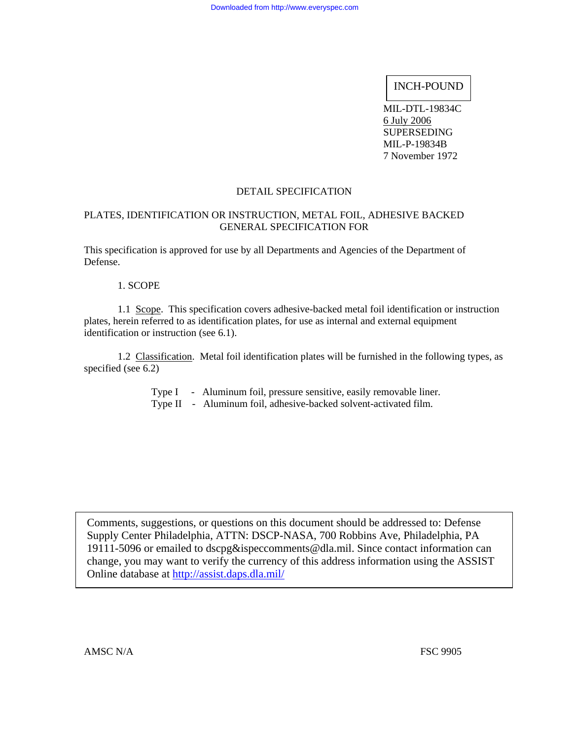INCH-POUND

MIL-DTL-19834C
6 July 2006
SUPERSEDING
MIL-P-19834B
7 November 1972

# DETAIL SPECIFICATION

## PLATES, IDENTIFICATION OR INSTRUCTION, METAL FOIL, ADHESIVE BACKED GENERAL SPECIFICATION FOR

This specification is approved for use by all Departments and Agencies of the Department of Defense.

### 1. SCOPE

1.1 Scope. This specification covers adhesive-backed metal foil identification or instruction plates, herein referred to as identification plates, for use as internal and external equipment identification or instruction (see 6.1).

1.2 Classification. Metal foil identification plates will be furnished in the following types, as specified (see 6.2)

- Type I - Aluminum foil, pressure sensitive, easily removable liner.
- Type II - Aluminum foil, adhesive-backed solvent-activated film.

Comments, suggestions, or questions on this document should be addressed to: Defense Supply Center Philadelphia, ATTN: DSCP-NASA, 700 Robbins Ave, Philadelphia, PA 19111-5096 or emailed to dscpg&ispeccomments@dla.mil. Since contact information can change, you may want to verify the currency of this address information using the ASSIST Online database at http://assist.daps.dla.mil/

AMSC N/A

FSC 9905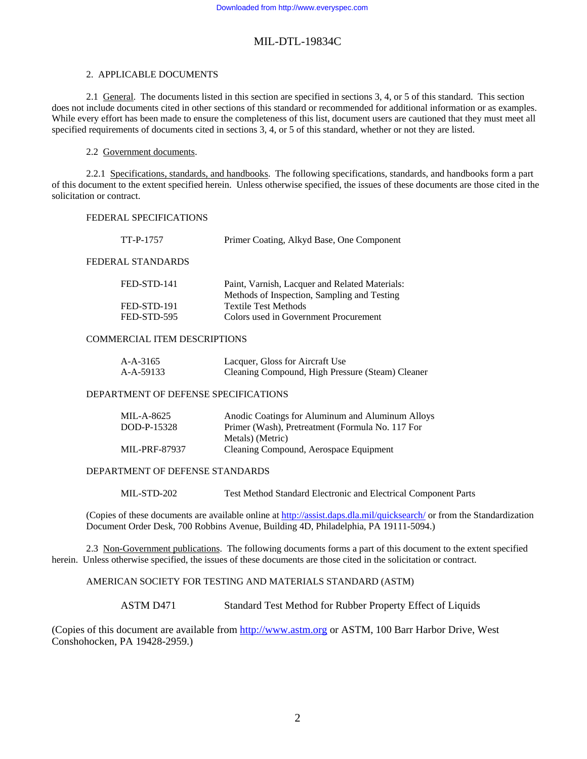## 2. APPLICABLE DOCUMENTS

2.1 General. The documents listed in this section are specified in sections 3, 4, or 5 of this standard. This section does not include documents cited in other sections of this standard or recommended for additional information or as examples. While every effort has been made to ensure the completeness of this list, document users are cautioned that they must meet all specified requirements of documents cited in sections 3, 4, or 5 of this standard, whether or not they are listed.

2.2 Government documents.

2.2.1 Specifications, standards, and handbooks. The following specifications, standards, and handbooks form a part of this document to the extent specified herein. Unless otherwise specified, the issues of these documents are those cited in the solicitation or contract.

FEDERAL SPECIFICATIONS

| | |
|---|---|
| TT-P-1757 | Primer Coating, Alkyd Base, One Component |

FEDERAL STANDARDS

| | |
|---|---|
| FED-STD-141 | Paint, Varnish, Lacquer and Related Materials: Methods of Inspection, Sampling and Testing |
| FED-STD-191 | Textile Test Methods |
| FED-STD-595 | Colors used in Government Procurement |

COMMERCIAL ITEM DESCRIPTIONS

| | |
|---|---|
| A-A-3165 | Lacquer, Gloss for Aircraft Use |
| A-A-59133 | Cleaning Compound, High Pressure (Steam) Cleaner |

DEPARTMENT OF DEFENSE SPECIFICATIONS

| | |
|---|---|
| MIL-A-8625 | Anodic Coatings for Aluminum and Aluminum Alloys |
| DOD-P-15328 | Primer (Wash), Pretreatment (Formula No. 117 For Metals) (Metric) |
| MIL-PRF-87937 | Cleaning Compound, Aerospace Equipment |

DEPARTMENT OF DEFENSE STANDARDS

| | |
|---|---|
| MIL-STD-202 | Test Method Standard Electronic and Electrical Component Parts |

(Copies of these documents are available online at http://assist.daps.dla.mil/quicksearch/ or from the Standardization Document Order Desk, 700 Robbins Avenue, Building 4D, Philadelphia, PA 19111-5094.)

2.3 Non-Government publications. The following documents forms a part of this document to the extent specified herein. Unless otherwise specified, the issues of these documents are those cited in the solicitation or contract.

AMERICAN SOCIETY FOR TESTING AND MATERIALS STANDARD (ASTM)

| | |
|---|---|
| ASTM D471 | Standard Test Method for Rubber Property Effect of Liquids |

(Copies of this document are available from http://www.astm.org or ASTM, 100 Barr Harbor Drive, West Conshohocken, PA 19428-2959.)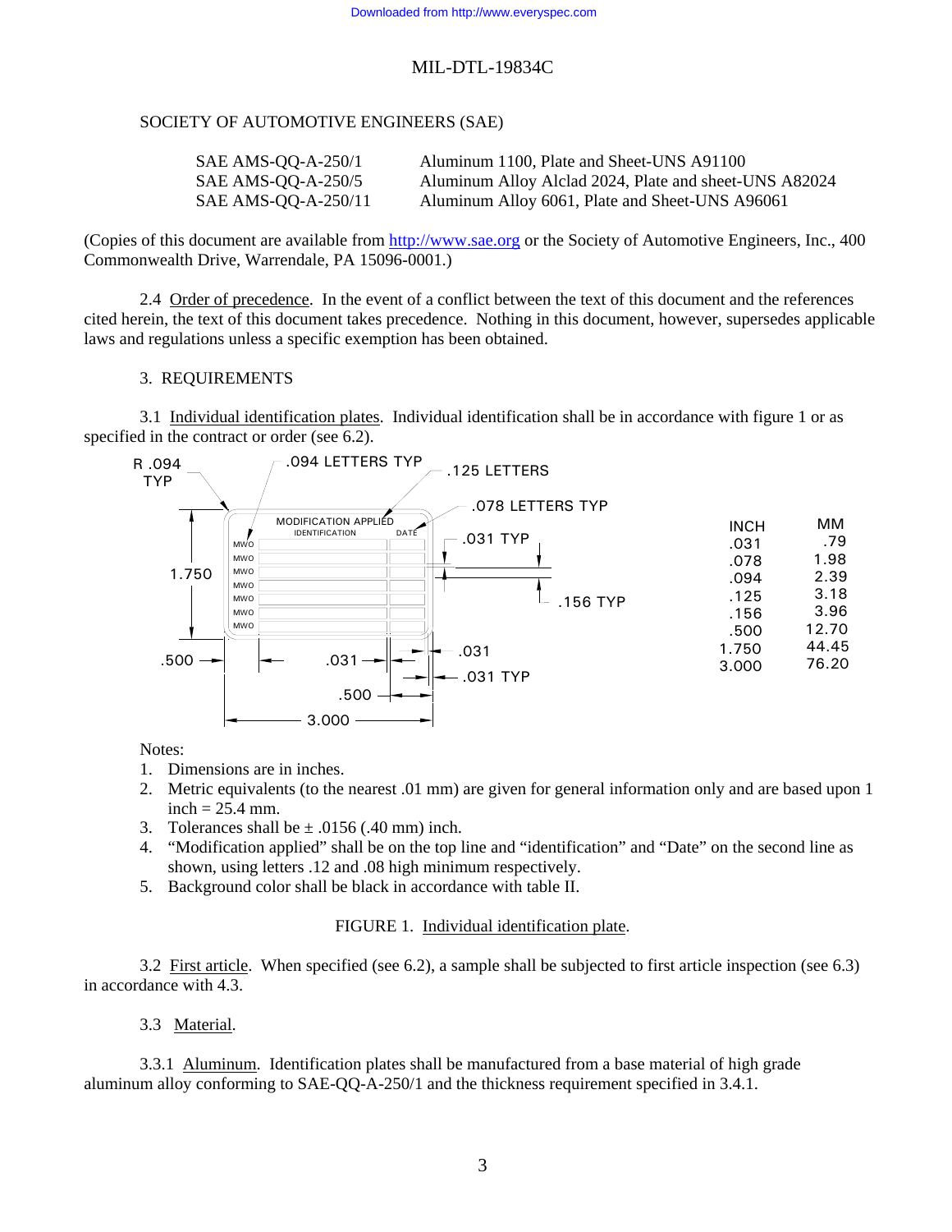SOCIETY OF AUTOMOTIVE ENGINEERS (SAE)

| | |
|---|---|
| SAE AMS-QQ-A-250/1 | Aluminum 1100, Plate and Sheet-UNS A91100 |
| SAE AMS-QQ-A-250/5 | Aluminum Alloy Alclad 2024, Plate and sheet-UNS A82024 |
| SAE AMS-QQ-A-250/11 | Aluminum Alloy 6061, Plate and Sheet-UNS A96061 |

(Copies of this document are available from http://www.sae.org or the Society of Automotive Engineers, Inc., 400 Commonwealth Drive, Warrendale, PA 15096-0001.)

2.4 Order of precedence. In the event of a conflict between the text of this document and the references cited herein, the text of this document takes precedence. Nothing in this document, however, supersedes applicable laws and regulations unless a specific exemption has been obtained.

## 3. REQUIREMENTS

3.1 Individual identification plates. Individual identification shall be in accordance with figure 1 or as specified in the contract or order (see 6.2).

| INCH | MM |
|---|---|
| .031 | .79 |
| .078 | 1.98 |
| .094 | 2.39 |
| .125 | 3.18 |
| .156 | 3.96 |
| .500 | 12.70 |
| 1.750 | 44.45 |
| 3.000 | 76.20 |

Notes:

1. Dimensions are in inches.
2. Metric equivalents (to the nearest .01 mm) are given for general information only and are based upon 1 inch = 25.4 mm.
3. Tolerances shall be ± .0156 (.40 mm) inch.
4. "Modification applied" shall be on the top line and "identification" and "Date" on the second line as shown, using letters .12 and .08 high minimum respectively.
5. Background color shall be black in accordance with table II.

FIGURE 1. Individual identification plate.

3.2 First article. When specified (see 6.2), a sample shall be subjected to first article inspection (see 6.3) in accordance with 4.3.

3.3 Material.

3.3.1 Aluminum. Identification plates shall be manufactured from a base material of high grade aluminum alloy conforming to SAE-QQ-A-250/1 and the thickness requirement specified in 3.4.1.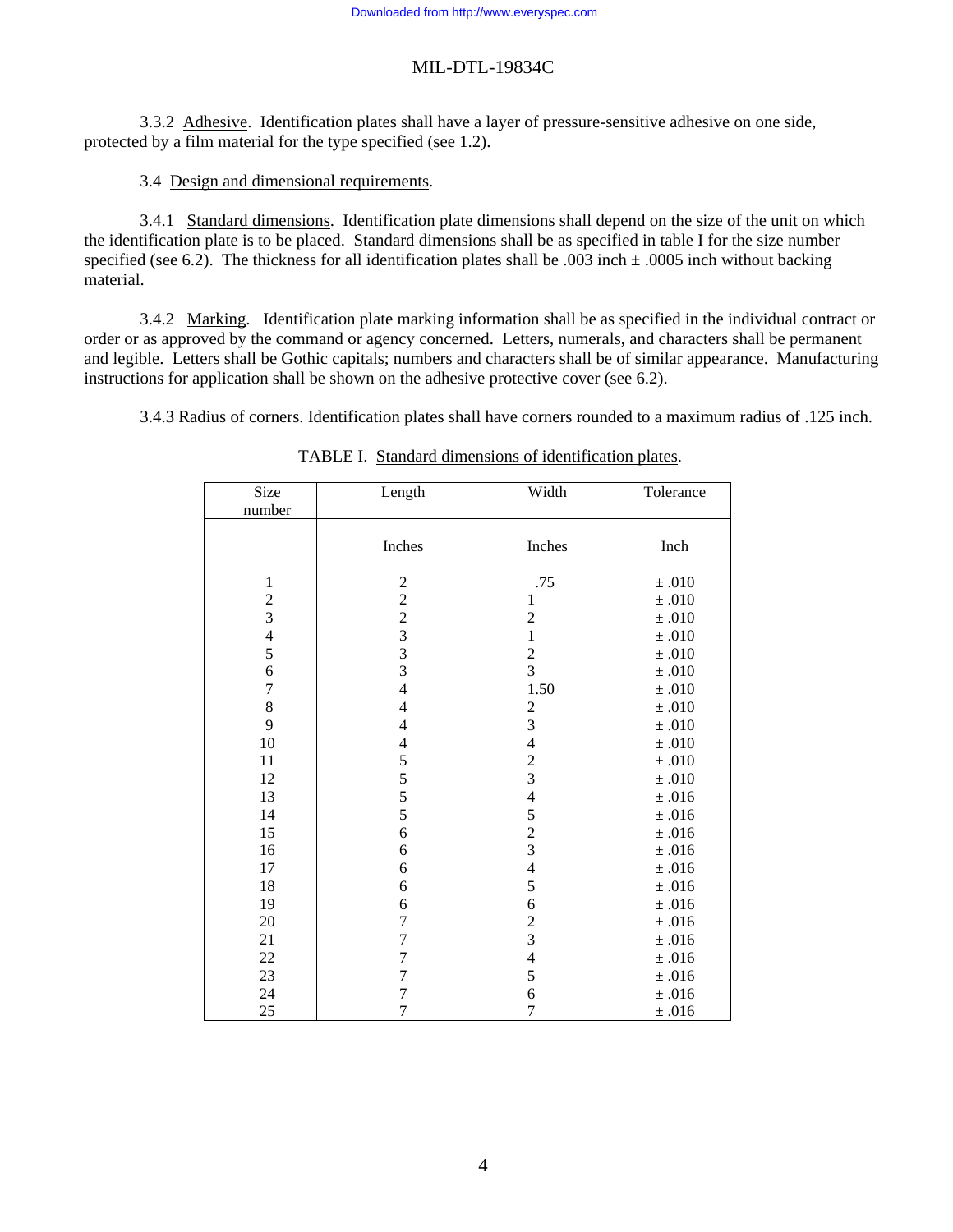3.3.2 Adhesive. Identification plates shall have a layer of pressure-sensitive adhesive on one side, protected by a film material for the type specified (see 1.2).

3.4 Design and dimensional requirements.

3.4.1 Standard dimensions. Identification plate dimensions shall depend on the size of the unit on which the identification plate is to be placed. Standard dimensions shall be as specified in table I for the size number specified (see 6.2). The thickness for all identification plates shall be .003 inch ± .0005 inch without backing material.

3.4.2 Marking. Identification plate marking information shall be as specified in the individual contract or order or as approved by the command or agency concerned. Letters, numerals, and characters shall be permanent and legible. Letters shall be Gothic capitals; numbers and characters shall be of similar appearance. Manufacturing instructions for application shall be shown on the adhesive protective cover (see 6.2).

3.4.3 Radius of corners. Identification plates shall have corners rounded to a maximum radius of .125 inch.

TABLE I. Standard dimensions of identification plates.

| Size number | Length | Width | Tolerance |
|---|---|---|---|
| | Inches | Inches | Inch |
| 1 | 2 | .75 | ± .010 |
| 2 | 2 | 1 | ± .010 |
| 3 | 2 | 2 | ± .010 |
| 4 | 3 | 1 | ± .010 |
| 5 | 3 | 2 | ± .010 |
| 6 | 3 | 3 | ± .010 |
| 7 | 4 | 1.50 | ± .010 |
| 8 | 4 | 2 | ± .010 |
| 9 | 4 | 3 | ± .010 |
| 10 | 4 | 4 | ± .010 |
| 11 | 5 | 2 | ± .010 |
| 12 | 5 | 3 | ± .010 |
| 13 | 5 | 4 | ± .016 |
| 14 | 5 | 5 | ± .016 |
| 15 | 6 | 2 | ± .016 |
| 16 | 6 | 3 | ± .016 |
| 17 | 6 | 4 | ± .016 |
| 18 | 6 | 5 | ± .016 |
| 19 | 6 | 6 | ± .016 |
| 20 | 7 | 2 | ± .016 |
| 21 | 7 | 3 | ± .016 |
| 22 | 7 | 4 | ± .016 |
| 23 | 7 | 5 | ± .016 |
| 24 | 7 | 6 | ± .016 |
| 25 | 7 | 7 | ± .016 |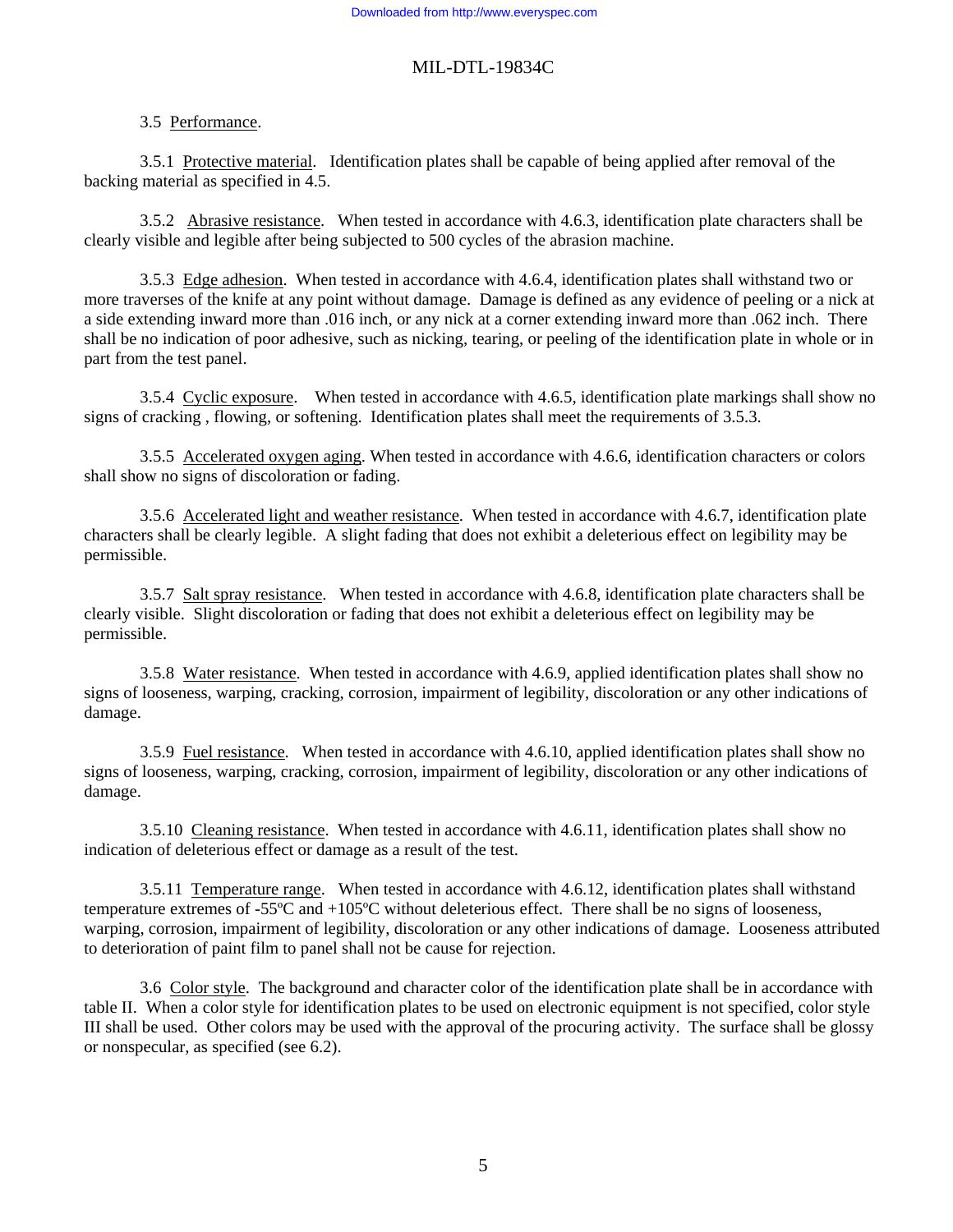3.5 Performance.

3.5.1 Protective material. Identification plates shall be capable of being applied after removal of the backing material as specified in 4.5.

3.5.2 Abrasive resistance. When tested in accordance with 4.6.3, identification plate characters shall be clearly visible and legible after being subjected to 500 cycles of the abrasion machine.

3.5.3 Edge adhesion. When tested in accordance with 4.6.4, identification plates shall withstand two or more traverses of the knife at any point without damage. Damage is defined as any evidence of peeling or a nick at a side extending inward more than .016 inch, or any nick at a corner extending inward more than .062 inch. There shall be no indication of poor adhesive, such as nicking, tearing, or peeling of the identification plate in whole or in part from the test panel.

3.5.4 Cyclic exposure. When tested in accordance with 4.6.5, identification plate markings shall show no signs of cracking , flowing, or softening. Identification plates shall meet the requirements of 3.5.3.

3.5.5 Accelerated oxygen aging. When tested in accordance with 4.6.6, identification characters or colors shall show no signs of discoloration or fading.

3.5.6 Accelerated light and weather resistance. When tested in accordance with 4.6.7, identification plate characters shall be clearly legible. A slight fading that does not exhibit a deleterious effect on legibility may be permissible.

3.5.7 Salt spray resistance. When tested in accordance with 4.6.8, identification plate characters shall be clearly visible. Slight discoloration or fading that does not exhibit a deleterious effect on legibility may be permissible.

3.5.8 Water resistance. When tested in accordance with 4.6.9, applied identification plates shall show no signs of looseness, warping, cracking, corrosion, impairment of legibility, discoloration or any other indications of damage.

3.5.9 Fuel resistance. When tested in accordance with 4.6.10, applied identification plates shall show no signs of looseness, warping, cracking, corrosion, impairment of legibility, discoloration or any other indications of damage.

3.5.10 Cleaning resistance. When tested in accordance with 4.6.11, identification plates shall show no indication of deleterious effect or damage as a result of the test.

3.5.11 Temperature range. When tested in accordance with 4.6.12, identification plates shall withstand temperature extremes of -55ºC and +105ºC without deleterious effect. There shall be no signs of looseness, warping, corrosion, impairment of legibility, discoloration or any other indications of damage. Looseness attributed to deterioration of paint film to panel shall not be cause for rejection.

3.6 Color style. The background and character color of the identification plate shall be in accordance with table II. When a color style for identification plates to be used on electronic equipment is not specified, color style III shall be used. Other colors may be used with the approval of the procuring activity. The surface shall be glossy or nonspecular, as specified (see 6.2).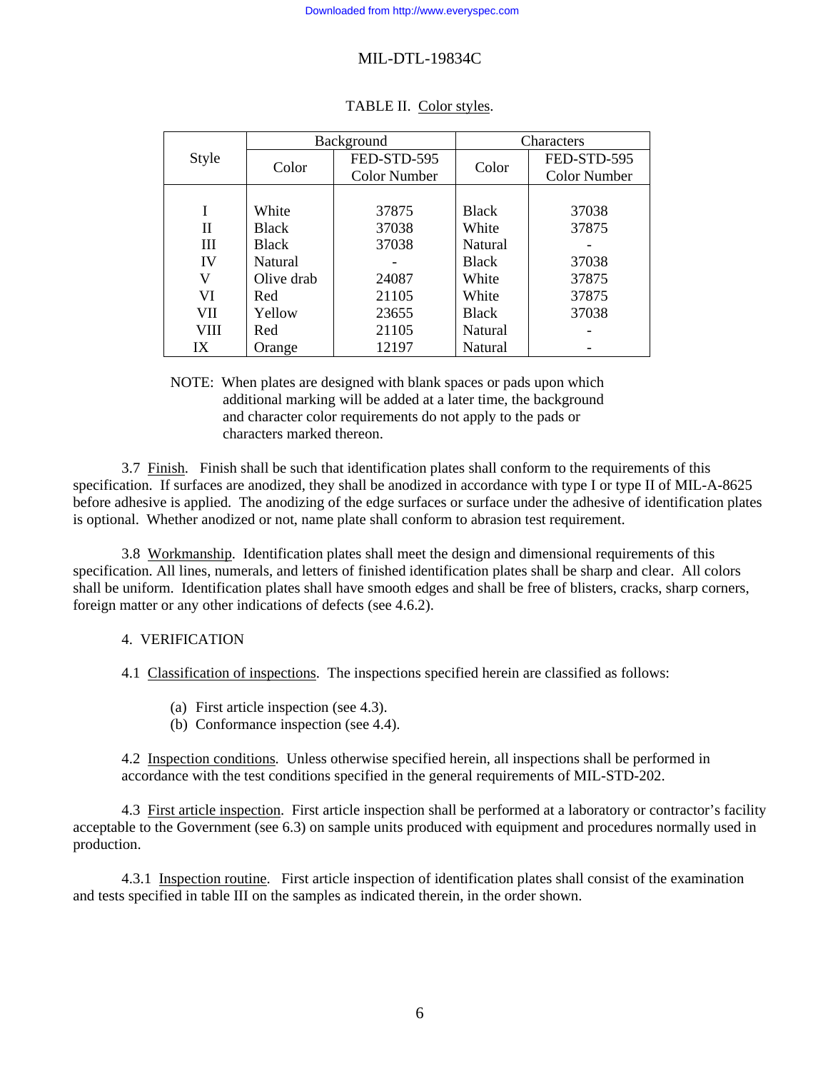TABLE II. Color styles.

| Style | Background | | Characters | |
|---|---|---|---|---|
| | Color | FED-STD-595 Color Number | Color | FED-STD-595 Color Number |
| I | White | 37875 | Black | 37038 |
| II | Black | 37038 | White | 37875 |
| III | Black | 37038 | Natural | - |
| IV | Natural | - | Black | 37038 |
| V | Olive drab | 24087 | White | 37875 |
| VI | Red | 21105 | White | 37875 |
| VII | Yellow | 23655 | Black | 37038 |
| VIII | Red | 21105 | Natural | - |
| IX | Orange | 12197 | Natural | - |

NOTE: When plates are designed with blank spaces or pads upon which additional marking will be added at a later time, the background and character color requirements do not apply to the pads or characters marked thereon.

3.7 Finish. Finish shall be such that identification plates shall conform to the requirements of this specification. If surfaces are anodized, they shall be anodized in accordance with type I or type II of MIL-A-8625 before adhesive is applied. The anodizing of the edge surfaces or surface under the adhesive of identification plates is optional. Whether anodized or not, name plate shall conform to abrasion test requirement.

3.8 Workmanship. Identification plates shall meet the design and dimensional requirements of this specification. All lines, numerals, and letters of finished identification plates shall be sharp and clear. All colors shall be uniform. Identification plates shall have smooth edges and shall be free of blisters, cracks, sharp corners, foreign matter or any other indications of defects (see 4.6.2).

## 4. VERIFICATION

4.1 Classification of inspections. The inspections specified herein are classified as follows:

(a) First article inspection (see 4.3).
(b) Conformance inspection (see 4.4).

4.2 Inspection conditions. Unless otherwise specified herein, all inspections shall be performed in accordance with the test conditions specified in the general requirements of MIL-STD-202.

4.3 First article inspection. First article inspection shall be performed at a laboratory or contractor's facility acceptable to the Government (see 6.3) on sample units produced with equipment and procedures normally used in production.

4.3.1 Inspection routine. First article inspection of identification plates shall consist of the examination and tests specified in table III on the samples as indicated therein, in the order shown.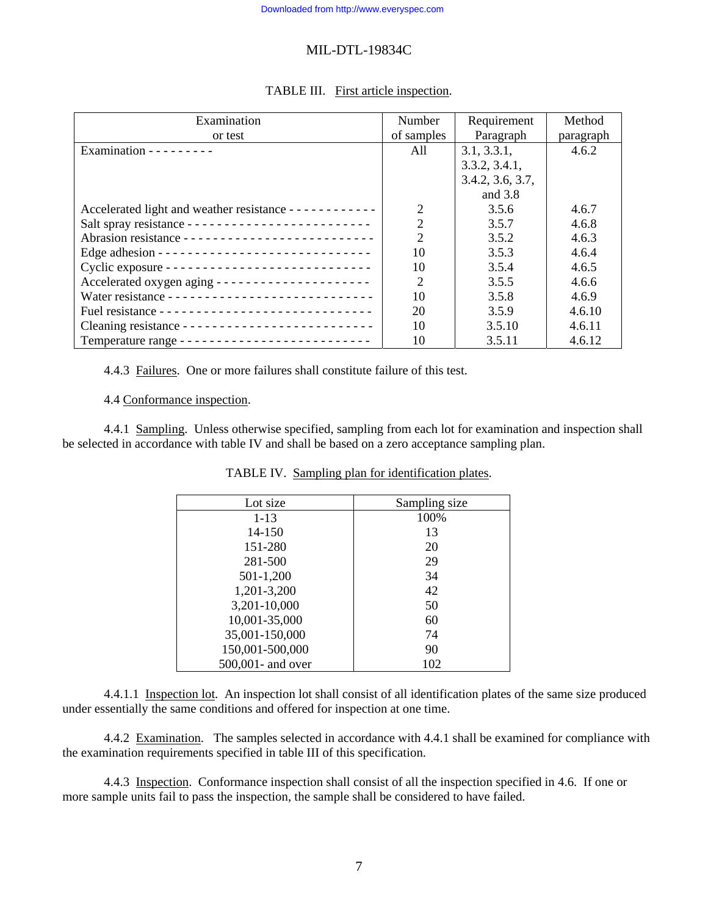TABLE III. First article inspection.

| Examination or test | Number of samples | Requirement Paragraph | Method paragraph |
|---|---|---|---|
| Examination - - - - - - - - - | All | 3.1, 3.3.1, 3.3.2, 3.4.1, 3.4.2, 3.6, 3.7, and 3.8 | 4.6.2 |
| Accelerated light and weather resistance - - - - - - - - - - - - | 2 | 3.5.6 | 4.6.7 |
| Salt spray resistance - - - - - - - - - - - - - - - - - - - - - - - - | 2 | 3.5.7 | 4.6.8 |
| Abrasion resistance - - - - - - - - - - - - - - - - - - - - - - - - - | 2 | 3.5.2 | 4.6.3 |
| Edge adhesion - - - - - - - - - - - - - - - - - - - - - - - - - - - - | 10 | 3.5.3 | 4.6.4 |
| Cyclic exposure - - - - - - - - - - - - - - - - - - - - - - - - - - - | 10 | 3.5.4 | 4.6.5 |
| Accelerated oxygen aging - - - - - - - - - - - - - - - - - - - - - | 2 | 3.5.5 | 4.6.6 |
| Water resistance - - - - - - - - - - - - - - - - - - - - - - - - - - - | 10 | 3.5.8 | 4.6.9 |
| Fuel resistance - - - - - - - - - - - - - - - - - - - - - - - - - - - - | 20 | 3.5.9 | 4.6.10 |
| Cleaning resistance - - - - - - - - - - - - - - - - - - - - - - - - - | 10 | 3.5.10 | 4.6.11 |
| Temperature range - - - - - - - - - - - - - - - - - - - - - - - - - - | 10 | 3.5.11 | 4.6.12 |

4.4.3 Failures. One or more failures shall constitute failure of this test.

4.4 Conformance inspection.

4.4.1 Sampling. Unless otherwise specified, sampling from each lot for examination and inspection shall be selected in accordance with table IV and shall be based on a zero acceptance sampling plan.

TABLE IV. Sampling plan for identification plates.

| Lot size | Sampling size |
|---|---|
| 1-13 | 100% |
| 14-150 | 13 |
| 151-280 | 20 |
| 281-500 | 29 |
| 501-1,200 | 34 |
| 1,201-3,200 | 42 |
| 3,201-10,000 | 50 |
| 10,001-35,000 | 60 |
| 35,001-150,000 | 74 |
| 150,001-500,000 | 90 |
| 500,001- and over | 102 |

4.4.1.1 Inspection lot. An inspection lot shall consist of all identification plates of the same size produced under essentially the same conditions and offered for inspection at one time.

4.4.2 Examination. The samples selected in accordance with 4.4.1 shall be examined for compliance with the examination requirements specified in table III of this specification.

4.4.3 Inspection. Conformance inspection shall consist of all the inspection specified in 4.6. If one or more sample units fail to pass the inspection, the sample shall be considered to have failed.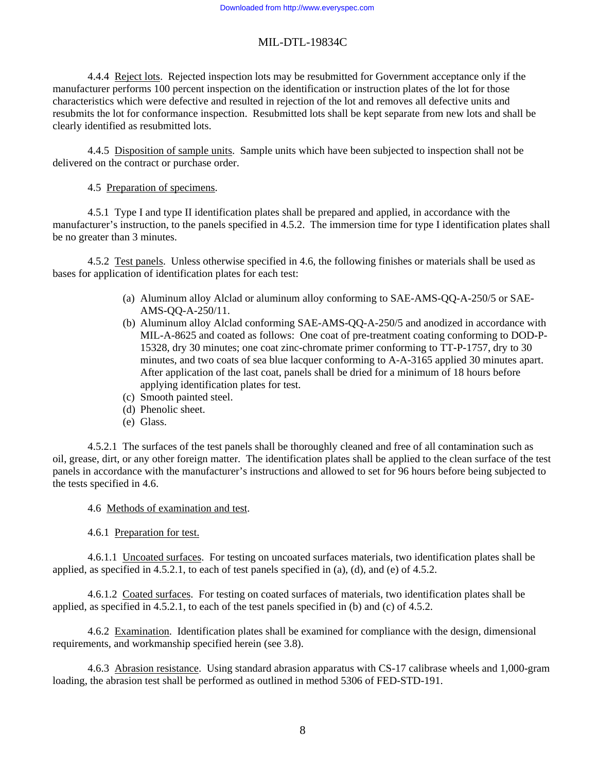4.4.4 Reject lots. Rejected inspection lots may be resubmitted for Government acceptance only if the manufacturer performs 100 percent inspection on the identification or instruction plates of the lot for those characteristics which were defective and resulted in rejection of the lot and removes all defective units and resubmits the lot for conformance inspection. Resubmitted lots shall be kept separate from new lots and shall be clearly identified as resubmitted lots.

4.4.5 Disposition of sample units. Sample units which have been subjected to inspection shall not be delivered on the contract or purchase order.

4.5 Preparation of specimens.

4.5.1 Type I and type II identification plates shall be prepared and applied, in accordance with the manufacturer's instruction, to the panels specified in 4.5.2. The immersion time for type I identification plates shall be no greater than 3 minutes.

4.5.2 Test panels. Unless otherwise specified in 4.6, the following finishes or materials shall be used as bases for application of identification plates for each test:

(a) Aluminum alloy Alclad or aluminum alloy conforming to SAE-AMS-QQ-A-250/5 or SAE-AMS-QQ-A-250/11.
(b) Aluminum alloy Alclad conforming SAE-AMS-QQ-A-250/5 and anodized in accordance with MIL-A-8625 and coated as follows: One coat of pre-treatment coating conforming to DOD-P-15328, dry 30 minutes; one coat zinc-chromate primer conforming to TT-P-1757, dry to 30 minutes, and two coats of sea blue lacquer conforming to A-A-3165 applied 30 minutes apart. After application of the last coat, panels shall be dried for a minimum of 18 hours before applying identification plates for test.
(c) Smooth painted steel.
(d) Phenolic sheet.
(e) Glass.

4.5.2.1 The surfaces of the test panels shall be thoroughly cleaned and free of all contamination such as oil, grease, dirt, or any other foreign matter. The identification plates shall be applied to the clean surface of the test panels in accordance with the manufacturer's instructions and allowed to set for 96 hours before being subjected to the tests specified in 4.6.

4.6 Methods of examination and test.

4.6.1 Preparation for test.

4.6.1.1 Uncoated surfaces. For testing on uncoated surfaces materials, two identification plates shall be applied, as specified in 4.5.2.1, to each of test panels specified in (a), (d), and (e) of 4.5.2.

4.6.1.2 Coated surfaces. For testing on coated surfaces of materials, two identification plates shall be applied, as specified in 4.5.2.1, to each of the test panels specified in (b) and (c) of 4.5.2.

4.6.2 Examination. Identification plates shall be examined for compliance with the design, dimensional requirements, and workmanship specified herein (see 3.8).

4.6.3 Abrasion resistance. Using standard abrasion apparatus with CS-17 calibrase wheels and 1,000-gram loading, the abrasion test shall be performed as outlined in method 5306 of FED-STD-191.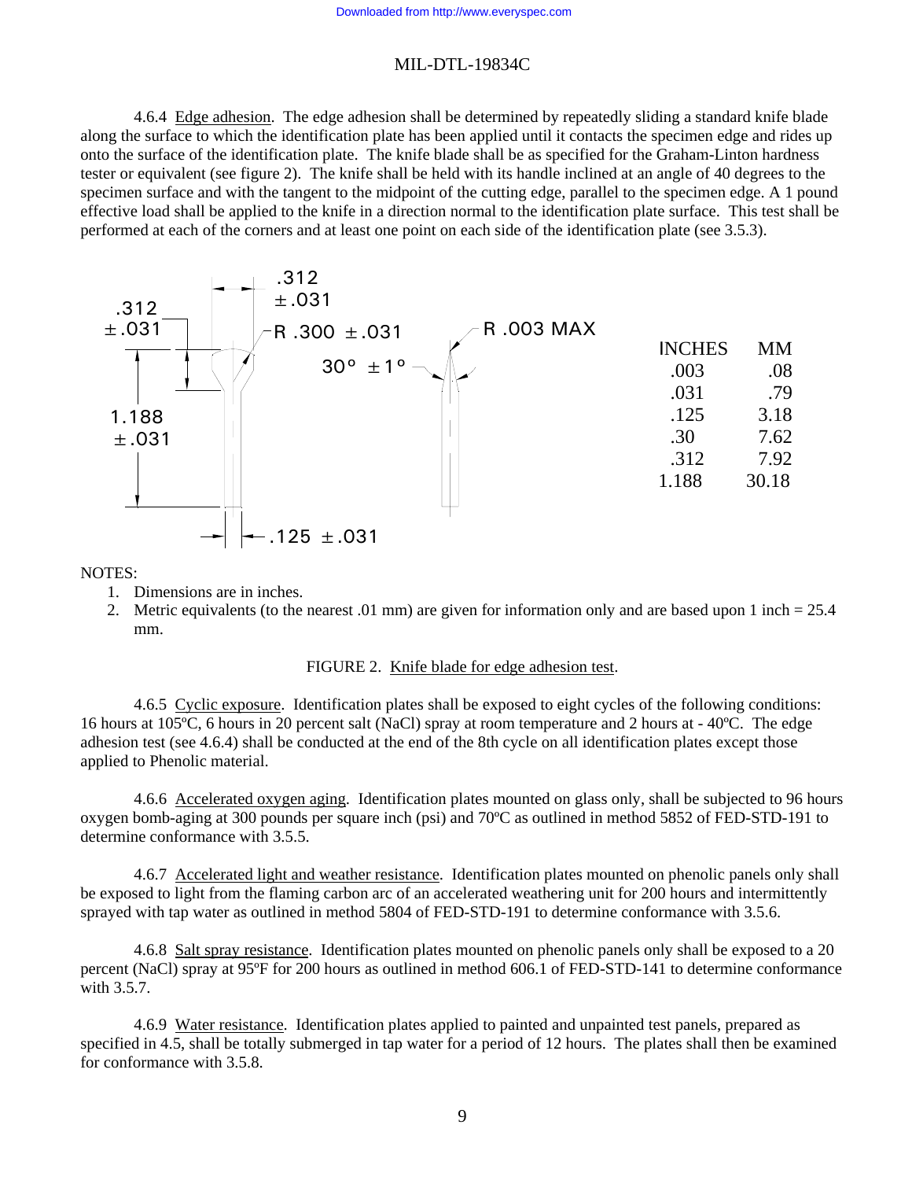4.6.4 Edge adhesion. The edge adhesion shall be determined by repeatedly sliding a standard knife blade along the surface to which the identification plate has been applied until it contacts the specimen edge and rides up onto the surface of the identification plate. The knife blade shall be as specified for the Graham-Linton hardness tester or equivalent (see figure 2). The knife shall be held with its handle inclined at an angle of 40 degrees to the specimen surface and with the tangent to the midpoint of the cutting edge, parallel to the specimen edge. A 1 pound effective load shall be applied to the knife in a direction normal to the identification plate surface. This test shall be performed at each of the corners and at least one point on each side of the identification plate (see 3.5.3).

.312 ±.031

.312 ±.031

R .300 ±.031

R .003 MAX

30° ±1°

1.188 ±.031

.125 ±.031

| INCHES | MM |
|---|---|
| .003 | .08 |
| .031 | .79 |
| .125 | 3.18 |
| .30 | 7.62 |
| .312 | 7.92 |
| 1.188 | 30.18 |

NOTES:

1. Dimensions are in inches.
2. Metric equivalents (to the nearest .01 mm) are given for information only and are based upon 1 inch = 25.4 mm.

FIGURE 2. Knife blade for edge adhesion test.

4.6.5 Cyclic exposure. Identification plates shall be exposed to eight cycles of the following conditions: 16 hours at 105ºC, 6 hours in 20 percent salt (NaCl) spray at room temperature and 2 hours at - 40ºC. The edge adhesion test (see 4.6.4) shall be conducted at the end of the 8th cycle on all identification plates except those applied to Phenolic material.

4.6.6 Accelerated oxygen aging. Identification plates mounted on glass only, shall be subjected to 96 hours oxygen bomb-aging at 300 pounds per square inch (psi) and 70ºC as outlined in method 5852 of FED-STD-191 to determine conformance with 3.5.5.

4.6.7 Accelerated light and weather resistance. Identification plates mounted on phenolic panels only shall be exposed to light from the flaming carbon arc of an accelerated weathering unit for 200 hours and intermittently sprayed with tap water as outlined in method 5804 of FED-STD-191 to determine conformance with 3.5.6.

4.6.8 Salt spray resistance. Identification plates mounted on phenolic panels only shall be exposed to a 20 percent (NaCl) spray at 95ºF for 200 hours as outlined in method 606.1 of FED-STD-141 to determine conformance with 3.5.7.

4.6.9 Water resistance. Identification plates applied to painted and unpainted test panels, prepared as specified in 4.5, shall be totally submerged in tap water for a period of 12 hours. The plates shall then be examined for conformance with 3.5.8.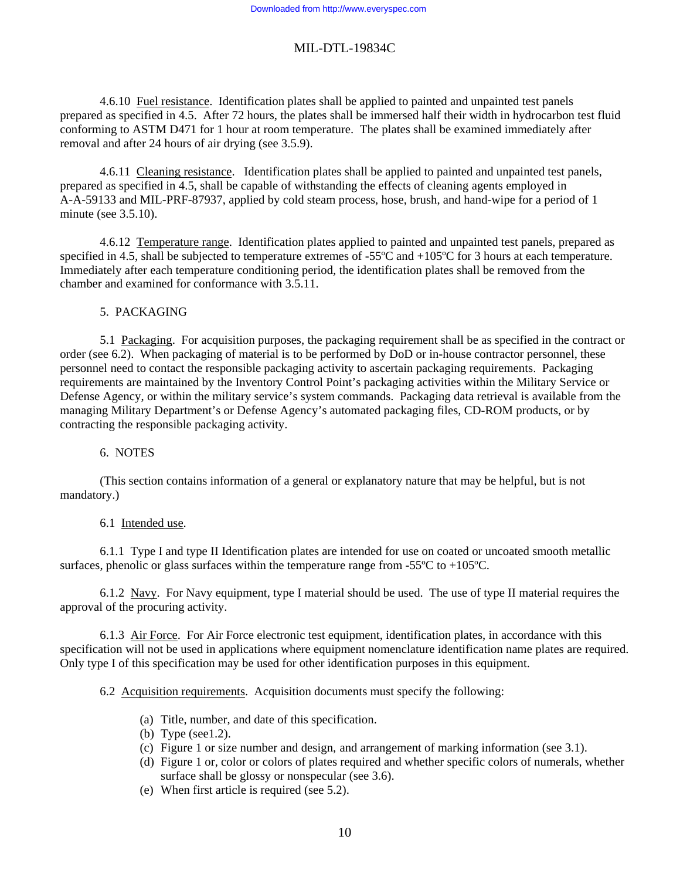4.6.10 Fuel resistance. Identification plates shall be applied to painted and unpainted test panels prepared as specified in 4.5. After 72 hours, the plates shall be immersed half their width in hydrocarbon test fluid conforming to ASTM D471 for 1 hour at room temperature. The plates shall be examined immediately after removal and after 24 hours of air drying (see 3.5.9).

4.6.11 Cleaning resistance. Identification plates shall be applied to painted and unpainted test panels, prepared as specified in 4.5, shall be capable of withstanding the effects of cleaning agents employed in A-A-59133 and MIL-PRF-87937, applied by cold steam process, hose, brush, and hand-wipe for a period of 1 minute (see 3.5.10).

4.6.12 Temperature range. Identification plates applied to painted and unpainted test panels, prepared as specified in 4.5, shall be subjected to temperature extremes of -55ºC and +105ºC for 3 hours at each temperature. Immediately after each temperature conditioning period, the identification plates shall be removed from the chamber and examined for conformance with 3.5.11.

## 5. PACKAGING

5.1 Packaging. For acquisition purposes, the packaging requirement shall be as specified in the contract or order (see 6.2). When packaging of material is to be performed by DoD or in-house contractor personnel, these personnel need to contact the responsible packaging activity to ascertain packaging requirements. Packaging requirements are maintained by the Inventory Control Point's packaging activities within the Military Service or Defense Agency, or within the military service's system commands. Packaging data retrieval is available from the managing Military Department's or Defense Agency's automated packaging files, CD-ROM products, or by contracting the responsible packaging activity.

## 6. NOTES

(This section contains information of a general or explanatory nature that may be helpful, but is not mandatory.)

6.1 Intended use.

6.1.1 Type I and type II Identification plates are intended for use on coated or uncoated smooth metallic surfaces, phenolic or glass surfaces within the temperature range from -55ºC to +105ºC.

6.1.2 Navy. For Navy equipment, type I material should be used. The use of type II material requires the approval of the procuring activity.

6.1.3 Air Force. For Air Force electronic test equipment, identification plates, in accordance with this specification will not be used in applications where equipment nomenclature identification name plates are required. Only type I of this specification may be used for other identification purposes in this equipment.

6.2 Acquisition requirements. Acquisition documents must specify the following:

(a) Title, number, and date of this specification.
(b) Type (see1.2).
(c) Figure 1 or size number and design, and arrangement of marking information (see 3.1).
(d) Figure 1 or, color or colors of plates required and whether specific colors of numerals, whether surface shall be glossy or nonspecular (see 3.6).
(e) When first article is required (see 5.2).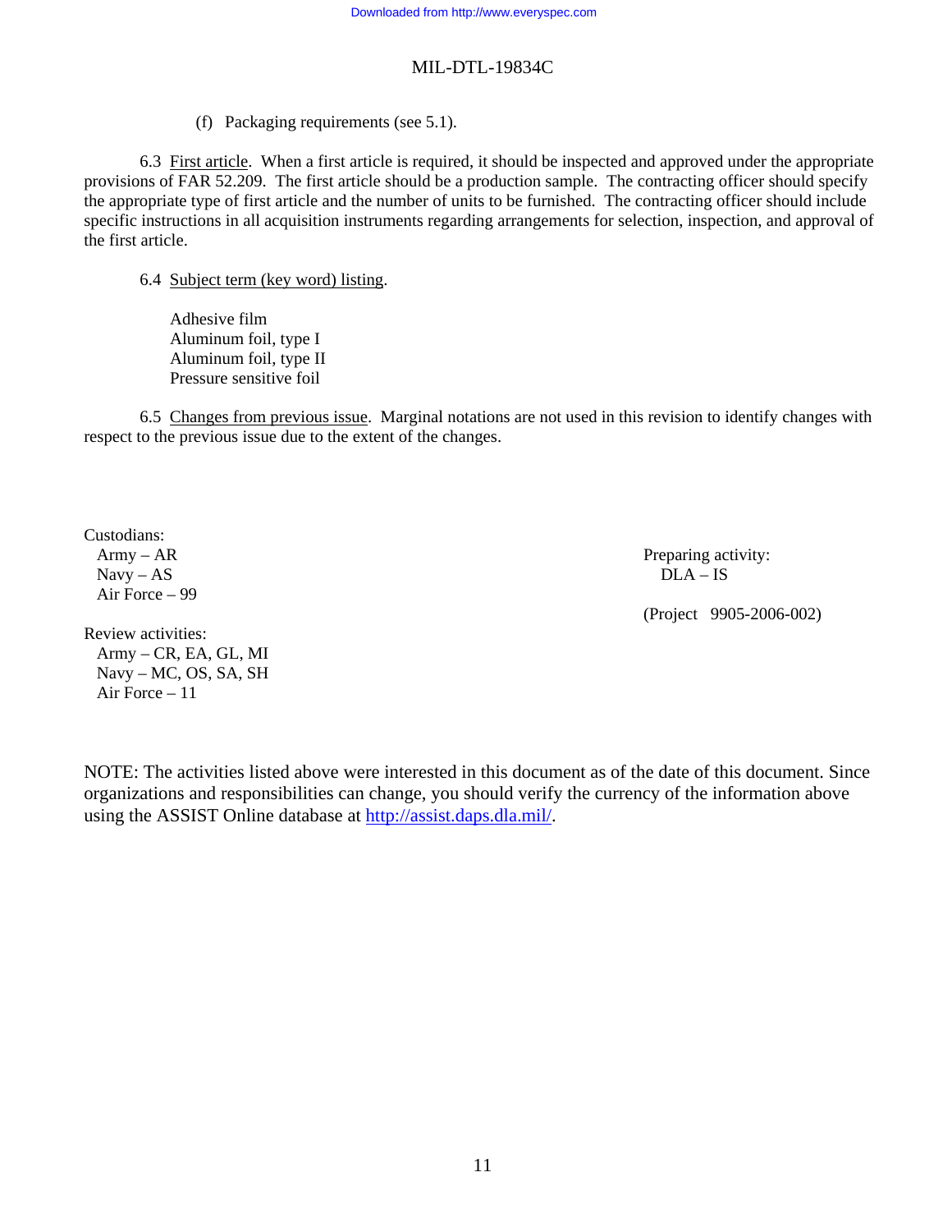(f) Packaging requirements (see 5.1).

6.3 First article. When a first article is required, it should be inspected and approved under the appropriate provisions of FAR 52.209. The first article should be a production sample. The contracting officer should specify the appropriate type of first article and the number of units to be furnished. The contracting officer should include specific instructions in all acquisition instruments regarding arrangements for selection, inspection, and approval of the first article.

6.4 Subject term (key word) listing.

Adhesive film
Aluminum foil, type I
Aluminum foil, type II
Pressure sensitive foil

6.5 Changes from previous issue. Marginal notations are not used in this revision to identify changes with respect to the previous issue due to the extent of the changes.

Custodians:
Army – AR
Navy – AS
Air Force – 99

Preparing activity:
DLA – IS

(Project 9905-2006-002)

Review activities:
Army – CR, EA, GL, MI
Navy – MC, OS, SA, SH
Air Force – 11

NOTE: The activities listed above were interested in this document as of the date of this document. Since organizations and responsibilities can change, you should verify the currency of the information above using the ASSIST Online database at http://assist.daps.dla.mil/.